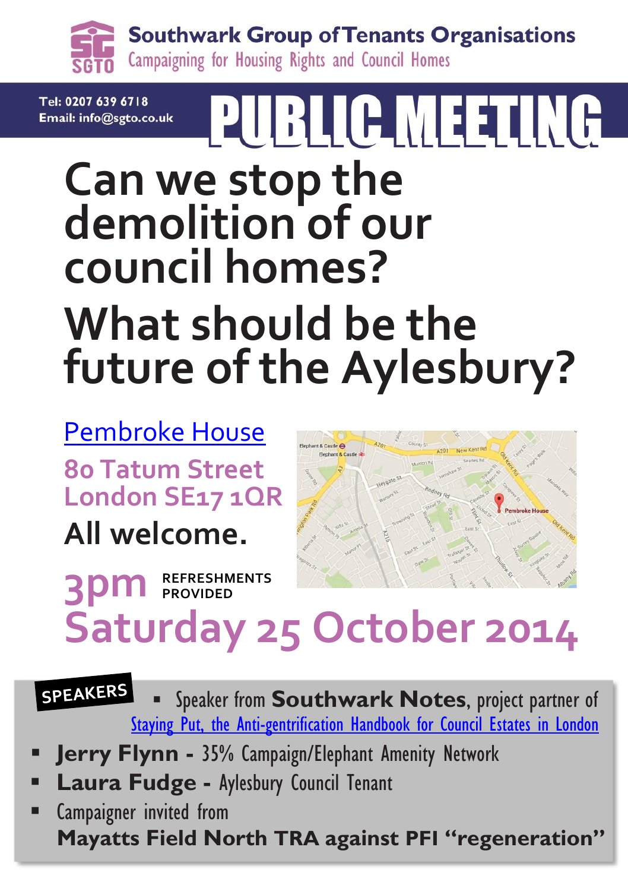**Southwark Group of Tenants Organisations**
Campaigning for Housing Rights and Council Homes

Tel: 0207 639 6718
Email: info@sgto.co.uk

# PUBLIC MEETING

# Can we stop the demolition of our council homes?

# What should be the future of the Aylesbury?

Pembroke House
80 Tatum Street
London SE17 1QR

**All welcome.**

**3pm** REFRESHMENTS PROVIDED

**Saturday 25 October 2014**

**SPEAKERS**

- Speaker from **Southwark Notes**, project partner of Staying Put, the Anti-gentrification Handbook for Council Estates in London
- **Jerry Flynn -** 35% Campaign/Elephant Amenity Network
- **Laura Fudge -** Aylesbury Council Tenant
- Campaigner invited from **Mayatts Field North TRA against PFI "regeneration"**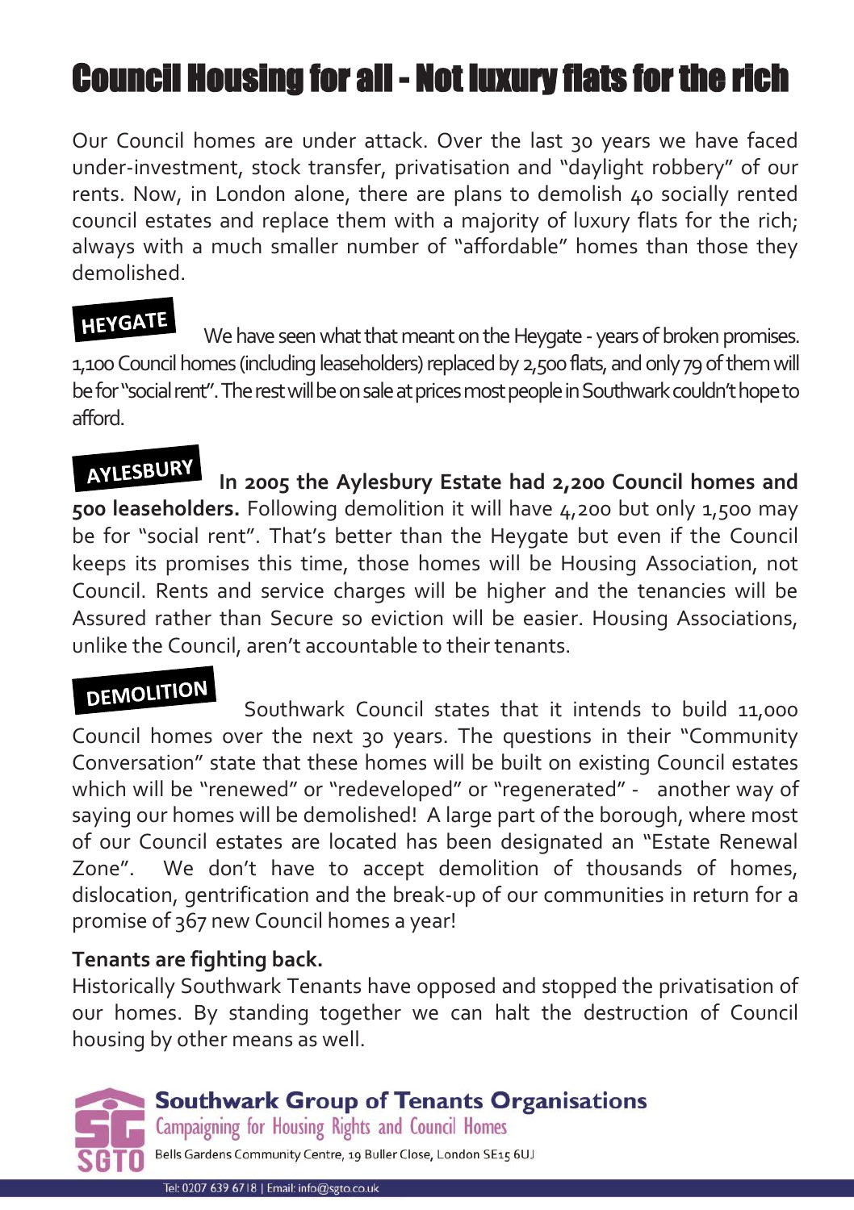# Council Housing for all - Not luxury flats for the rich

Our Council homes are under attack. Over the last 30 years we have faced under-investment, stock transfer, privatisation and "daylight robbery" of our rents. Now, in London alone, there are plans to demolish 40 socially rented council estates and replace them with a majority of luxury flats for the rich; always with a much smaller number of "affordable" homes than those they demolished.

**HEYGATE**

We have seen what that meant on the Heygate - years of broken promises. 1,100 Council homes (including leaseholders) replaced by 2,500 flats, and only 79 of them will be for "social rent". The rest will be on sale at prices most people in Southwark couldn't hope to afford.

**AYLESBURY**

**In 2005 the Aylesbury Estate had 2,200 Council homes and 500 leaseholders.** Following demolition it will have 4,200 but only 1,500 may be for "social rent". That's better than the Heygate but even if the Council keeps its promises this time, those homes will be Housing Association, not Council. Rents and service charges will be higher and the tenancies will be Assured rather than Secure so eviction will be easier. Housing Associations, unlike the Council, aren't accountable to their tenants.

**DEMOLITION**

Southwark Council states that it intends to build 11,000 Council homes over the next 30 years. The questions in their "Community Conversation" state that these homes will be built on existing Council estates which will be "renewed" or "redeveloped" or "regenerated" - another way of saying our homes will be demolished! A large part of the borough, where most of our Council estates are located has been designated an "Estate Renewal Zone". We don't have to accept demolition of thousands of homes, dislocation, gentrification and the break-up of our communities in return for a promise of 367 new Council homes a year!

**Tenants are fighting back.**

Historically Southwark Tenants have opposed and stopped the privatisation of our homes. By standing together we can halt the destruction of Council housing by other means as well.

**Southwark Group of Tenants Organisations**

Campaigning for Housing Rights and Council Homes

Bells Gardens Community Centre, 19 Buller Close, London SE15 6UJ

Tel: 0207 639 6718 | Email: info@sgto.co.uk